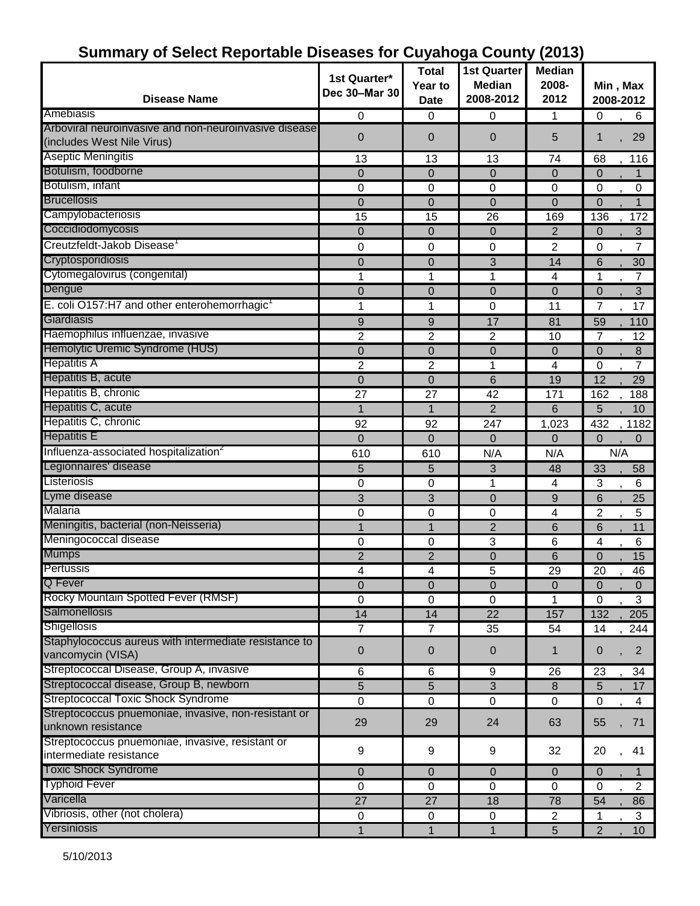# Summary of Select Reportable Diseases for Cuyahoga County (2013)

| Disease Name | 1st Quarter* Dec 30–Mar 30 | Total Year to Date | 1st Quarter Median 2008-2012 | Median 2008-2012 | Min , Max 2008-2012 |
|---|---|---|---|---|---|
| Amebiasis | 0 | 0 | 0 | 1 | 0 , 6 |
| Arboviral neuroinvasive and non-neuroinvasive disease (includes West Nile Virus) | 0 | 0 | 0 | 5 | 1 , 29 |
| Aseptic Meningitis | 13 | 13 | 13 | 74 | 68 , 116 |
| Botulism, foodborne | 0 | 0 | 0 | 0 | 0 , 1 |
| Botulism, infant | 0 | 0 | 0 | 0 | 0 , 0 |
| Brucellosis | 0 | 0 | 0 | 0 | 0 , 1 |
| Campylobacteriosis | 15 | 15 | 26 | 169 | 136 , 172 |
| Coccidiodomycosis | 0 | 0 | 0 | 2 | 0 , 3 |
| Creutzfeldt-Jakob Disease[1] | 0 | 0 | 0 | 2 | 0 , 7 |
| Cryptosporidiosis | 0 | 0 | 3 | 14 | 6 , 30 |
| Cytomegalovirus (congenital) | 1 | 1 | 1 | 4 | 1 , 7 |
| Dengue | 0 | 0 | 0 | 0 | 0 , 3 |
| E. coli O157:H7 and other enterohemorrhagic[1] | 1 | 1 | 0 | 11 | 7 , 17 |
| Giardiasis | 9 | 9 | 17 | 81 | 59 , 110 |
| Haemophilus influenzae, invasive | 2 | 2 | 2 | 10 | 7 , 12 |
| Hemolytic Uremic Syndrome (HUS) | 0 | 0 | 0 | 0 | 0 , 8 |
| Hepatitis A | 2 | 2 | 1 | 4 | 0 , 7 |
| Hepatitis B, acute | 0 | 0 | 6 | 19 | 12 , 29 |
| Hepatitis B, chronic | 27 | 27 | 42 | 171 | 162 , 188 |
| Hepatitis C, acute | 1 | 1 | 2 | 6 | 5 , 10 |
| Hepatitis C, chronic | 92 | 92 | 247 | 1,023 | 432 , 1182 |
| Hepatitis E | 0 | 0 | 0 | 0 | 0 , 0 |
| Influenza-associated hospitalization[2] | 610 | 610 | N/A | N/A | N/A |
| Legionnaires' disease | 5 | 5 | 3 | 48 | 33 , 58 |
| Listeriosis | 0 | 0 | 1 | 4 | 3 , 6 |
| Lyme disease | 3 | 3 | 0 | 9 | 6 , 25 |
| Malaria | 0 | 0 | 0 | 4 | 2 , 5 |
| Meningitis, bacterial (non-Neisseria) | 1 | 1 | 2 | 6 | 6 , 11 |
| Meningococcal disease | 0 | 0 | 3 | 6 | 4 , 6 |
| Mumps | 2 | 2 | 0 | 6 | 0 , 15 |
| Pertussis | 4 | 4 | 5 | 29 | 20 , 46 |
| Q Fever | 0 | 0 | 0 | 0 | 0 , 0 |
| Rocky Mountain Spotted Fever (RMSF) | 0 | 0 | 0 | 1 | 0 , 3 |
| Salmonellosis | 14 | 14 | 22 | 157 | 132 , 205 |
| Shigellosis | 7 | 7 | 35 | 54 | 14 , 244 |
| Staphylococcus aureus with intermediate resistance to vancomycin (VISA) | 0 | 0 | 0 | 1 | 0 , 2 |
| Streptococcal Disease, Group A, invasive | 6 | 6 | 9 | 26 | 23 , 34 |
| Streptococcal disease, Group B, newborn | 5 | 5 | 3 | 8 | 5 , 17 |
| Streptococcal Toxic Shock Syndrome | 0 | 0 | 0 | 0 | 0 , 4 |
| Streptococcus pnuemoniae, invasive, non-resistant or unknown resistance | 29 | 29 | 24 | 63 | 55 , 71 |
| Streptococcus pnuemoniae, invasive, resistant or intermediate resistance | 9 | 9 | 9 | 32 | 20 , 41 |
| Toxic Shock Syndrome | 0 | 0 | 0 | 0 | 0 , 1 |
| Typhoid Fever | 0 | 0 | 0 | 0 | 0 , 2 |
| Varicella | 27 | 27 | 18 | 78 | 54 , 86 |
| Vibriosis, other (not cholera) | 0 | 0 | 0 | 2 | 1 , 3 |
| Yersiniosis | 1 | 1 | 1 | 5 | 2 , 10 |

5/10/2013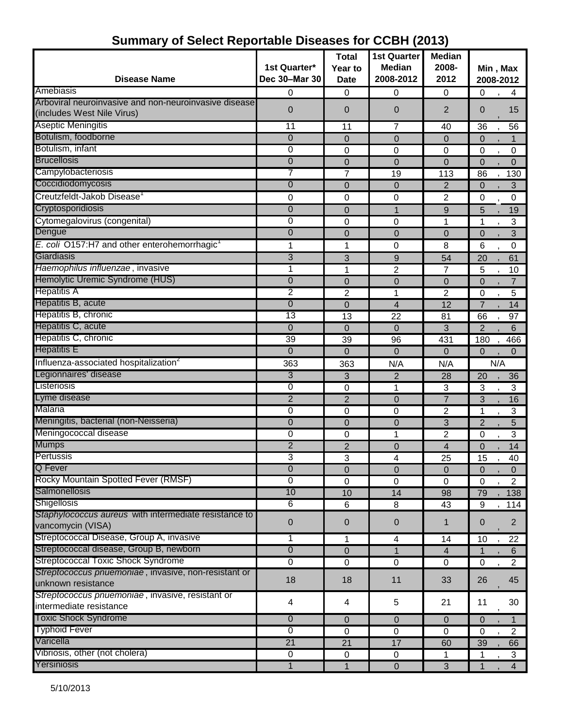# Summary of Select Reportable Diseases for CCBH (2013)

| Disease Name | 1st Quarter* Dec 30–Mar 30 | Total Year to Date | 1st Quarter Median 2008-2012 | Median 2008-2012 | Min , Max 2008-2012 |
|---|---|---|---|---|---|
| Amebiasis | 0 | 0 | 0 | 0 | 0 , 4 |
| Arboviral neuroinvasive and non-neuroinvasive disease (includes West Nile Virus) | 0 | 0 | 0 | 2 | 0 , 15 |
| Aseptic Meningitis | 11 | 11 | 7 | 40 | 36 , 56 |
| Botulism, foodborne | 0 | 0 | 0 | 0 | 0 , 1 |
| Botulism, infant | 0 | 0 | 0 | 0 | 0 , 0 |
| Brucellosis | 0 | 0 | 0 | 0 | 0 , 0 |
| Campylobacteriosis | 7 | 7 | 19 | 113 | 86 , 130 |
| Coccidiodomycosis | 0 | 0 | 0 | 2 | 0 , 3 |
| Creutzfeldt-Jakob Disease[1] | 0 | 0 | 0 | 2 | 0 , 0 |
| Cryptosporidiosis | 0 | 0 | 1 | 9 | 5 , 19 |
| Cytomegalovirus (congenital) | 0 | 0 | 0 | 1 | 1 , 3 |
| Dengue | 0 | 0 | 0 | 0 | 0 , 3 |
| *E. coli* O157:H7 and other enterohemorrhagic[1] | 1 | 1 | 0 | 8 | 6 , 0 |
| Giardiasis | 3 | 3 | 9 | 54 | 20 , 61 |
| *Haemophilus influenzae* , invasive | 1 | 1 | 2 | 7 | 5 , 10 |
| Hemolytic Uremic Syndrome (HUS) | 0 | 0 | 0 | 0 | 0 , 7 |
| Hepatitis A | 2 | 2 | 1 | 2 | 0 , 5 |
| Hepatitis B, acute | 0 | 0 | 4 | 12 | 7 , 14 |
| Hepatitis B, chronic | 13 | 13 | 22 | 81 | 66 , 97 |
| Hepatitis C, acute | 0 | 0 | 0 | 3 | 2 , 6 |
| Hepatitis C, chronic | 39 | 39 | 96 | 431 | 180 , 466 |
| Hepatitis E | 0 | 0 | 0 | 0 | 0 , 0 |
| Influenza-associated hospitalization[2] | 363 | 363 | N/A | N/A | N/A |
| Legionnaires' disease | 3 | 3 | 2 | 28 | 20 , 36 |
| Listeriosis | 0 | 0 | 1 | 3 | 3 , 3 |
| Lyme disease | 2 | 2 | 0 | 7 | 3 , 16 |
| Malaria | 0 | 0 | 0 | 2 | 1 , 3 |
| Meningitis, bacterial (non-Neisseria) | 0 | 0 | 0 | 3 | 2 , 5 |
| Meningococcal disease | 0 | 0 | 1 | 2 | 0 , 3 |
| Mumps | 2 | 2 | 0 | 4 | 0 , 14 |
| Pertussis | 3 | 3 | 4 | 25 | 15 , 40 |
| Q Fever | 0 | 0 | 0 | 0 | 0 , 0 |
| Rocky Mountain Spotted Fever (RMSF) | 0 | 0 | 0 | 0 | 0 , 2 |
| Salmonellosis | 10 | 10 | 14 | 98 | 79 , 138 |
| Shigellosis | 6 | 6 | 8 | 43 | 9 , 114 |
| *Staphylococcus aureus* with intermediate resistance to vancomycin (VISA) | 0 | 0 | 0 | 1 | 0 , 2 |
| Streptococcal Disease, Group A, invasive | 1 | 1 | 4 | 14 | 10 , 22 |
| Streptococcal disease, Group B, newborn | 0 | 0 | 1 | 4 | 1 , 6 |
| Streptococcal Toxic Shock Syndrome | 0 | 0 | 0 | 0 | 0 , 2 |
| *Streptococcus pnuemoniae* , invasive, non-resistant or unknown resistance | 18 | 18 | 11 | 33 | 26 , 45 |
| *Streptococcus pnuemoniae* , invasive, resistant or intermediate resistance | 4 | 4 | 5 | 21 | 11 , 30 |
| Toxic Shock Syndrome | 0 | 0 | 0 | 0 | 0 , 1 |
| Typhoid Fever | 0 | 0 | 0 | 0 | 0 , 2 |
| Varicella | 21 | 21 | 17 | 60 | 39 , 66 |
| Vibriosis, other (not cholera) | 0 | 0 | 0 | 1 | 1 , 3 |
| Yersiniosis | 1 | 1 | 0 | 3 | 1 , 4 |

5/10/2013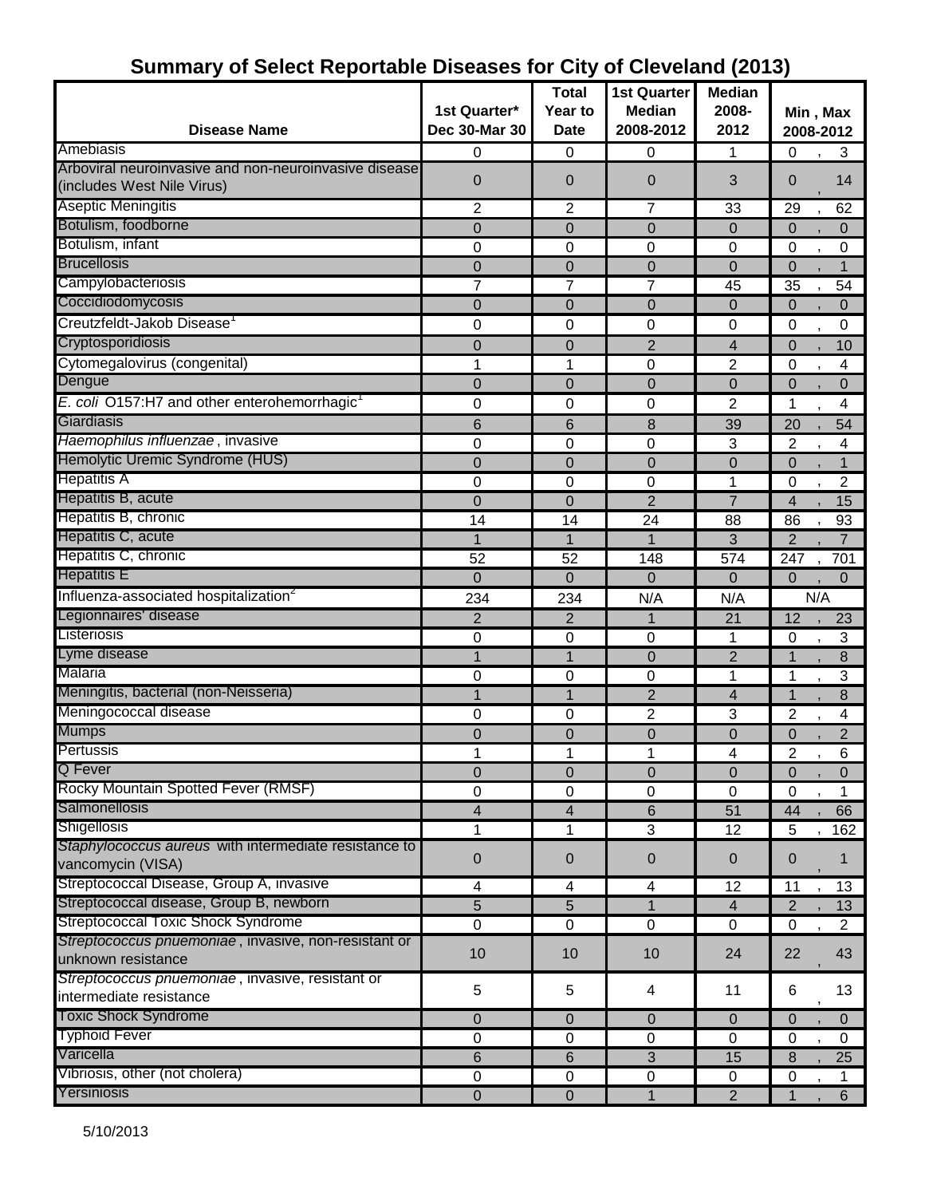# Summary of Select Reportable Diseases for City of Cleveland (2013)

| Disease Name | 1st Quarter* Dec 30-Mar 30 | Total Year to Date | 1st Quarter Median 2008-2012 | Median 2008-2012 | Min , Max 2008-2012 |
|---|---|---|---|---|---|
| Amebiasis | 0 | 0 | 0 | 1 | 0 , 3 |
| Arboviral neuroinvasive and non-neuroinvasive disease (includes West Nile Virus) | 0 | 0 | 0 | 3 | 0 , 14 |
| Aseptic Meningitis | 2 | 2 | 7 | 33 | 29 , 62 |
| Botulism, foodborne | 0 | 0 | 0 | 0 | 0 , 0 |
| Botulism, infant | 0 | 0 | 0 | 0 | 0 , 0 |
| Brucellosis | 0 | 0 | 0 | 0 | 0 , 1 |
| Campylobacteriosis | 7 | 7 | 7 | 45 | 35 , 54 |
| Coccidiodomycosis | 0 | 0 | 0 | 0 | 0 , 0 |
| Creutzfeldt-Jakob Disease[1] | 0 | 0 | 0 | 0 | 0 , 0 |
| Cryptosporidiosis | 0 | 0 | 2 | 4 | 0 , 10 |
| Cytomegalovirus (congenital) | 1 | 1 | 0 | 2 | 0 , 4 |
| Dengue | 0 | 0 | 0 | 0 | 0 , 0 |
| *E. coli* O157:H7 and other enterohemorrhagic[1] | 0 | 0 | 0 | 2 | 1 , 4 |
| Giardiasis | 6 | 6 | 8 | 39 | 20 , 54 |
| *Haemophilus influenzae* , invasive | 0 | 0 | 0 | 3 | 2 , 4 |
| Hemolytic Uremic Syndrome (HUS) | 0 | 0 | 0 | 0 | 0 , 1 |
| Hepatitis A | 0 | 0 | 0 | 1 | 0 , 2 |
| Hepatitis B, acute | 0 | 0 | 2 | 7 | 4 , 15 |
| Hepatitis B, chronic | 14 | 14 | 24 | 88 | 86 , 93 |
| Hepatitis C, acute | 1 | 1 | 1 | 3 | 2 , 7 |
| Hepatitis C, chronic | 52 | 52 | 148 | 574 | 247 , 701 |
| Hepatitis E | 0 | 0 | 0 | 0 | 0 , 0 |
| Influenza-associated hospitalization[2] | 234 | 234 | N/A | N/A | N/A |
| Legionnaires' disease | 2 | 2 | 1 | 21 | 12 , 23 |
| Listeriosis | 0 | 0 | 0 | 1 | 0 , 3 |
| Lyme disease | 1 | 1 | 0 | 2 | 1 , 8 |
| Malaria | 0 | 0 | 0 | 1 | 1 , 3 |
| Meningitis, bacterial (non-Neisseria) | 1 | 1 | 2 | 4 | 1 , 8 |
| Meningococcal disease | 0 | 0 | 2 | 3 | 2 , 4 |
| Mumps | 0 | 0 | 0 | 0 | 0 , 2 |
| Pertussis | 1 | 1 | 1 | 4 | 2 , 6 |
| Q Fever | 0 | 0 | 0 | 0 | 0 , 0 |
| Rocky Mountain Spotted Fever (RMSF) | 0 | 0 | 0 | 0 | 0 , 1 |
| Salmonellosis | 4 | 4 | 6 | 51 | 44 , 66 |
| Shigellosis | 1 | 1 | 3 | 12 | 5 , 162 |
| *Staphylococcus aureus* with intermediate resistance to vancomycin (VISA) | 0 | 0 | 0 | 0 | 0 , 1 |
| Streptococcal Disease, Group A, invasive | 4 | 4 | 4 | 12 | 11 , 13 |
| Streptococcal disease, Group B, newborn | 5 | 5 | 1 | 4 | 2 , 13 |
| Streptococcal Toxic Shock Syndrome | 0 | 0 | 0 | 0 | 0 , 2 |
| *Streptococcus pnuemoniae* , invasive, non-resistant or unknown resistance | 10 | 10 | 10 | 24 | 22 , 43 |
| *Streptococcus pnuemoniae* , invasive, resistant or intermediate resistance | 5 | 5 | 4 | 11 | 6 , 13 |
| Toxic Shock Syndrome | 0 | 0 | 0 | 0 | 0 , 0 |
| Typhoid Fever | 0 | 0 | 0 | 0 | 0 , 0 |
| Varicella | 6 | 6 | 3 | 15 | 8 , 25 |
| Vibriosis, other (not cholera) | 0 | 0 | 0 | 0 | 0 , 1 |
| Yersiniosis | 0 | 0 | 1 | 2 | 1 , 6 |

5/10/2013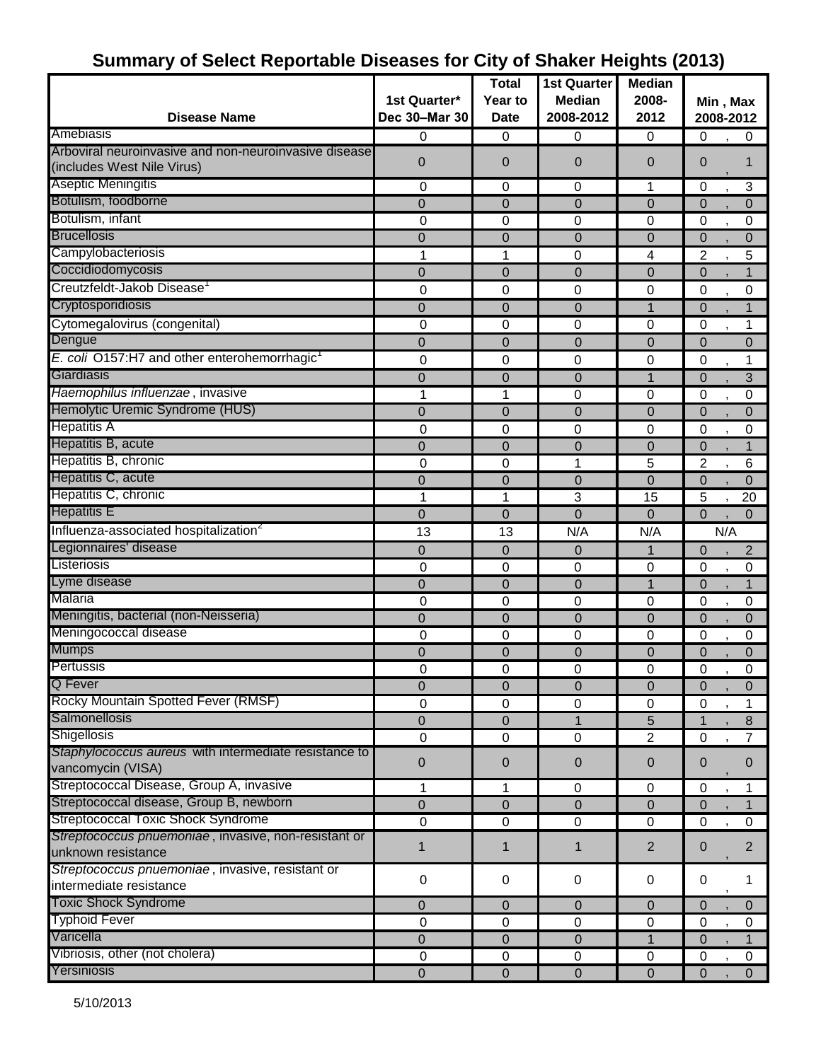# Summary of Select Reportable Diseases for City of Shaker Heights (2013)

| Disease Name | 1st Quarter* Dec 30–Mar 30 | Total Year to Date | 1st Quarter Median 2008-2012 | Median 2008-2012 | Min , Max 2008-2012 |
|---|---|---|---|---|---|
| Amebiasis | 0 | 0 | 0 | 0 | 0 , 0 |
| Arboviral neuroinvasive and non-neuroinvasive disease (includes West Nile Virus) | 0 | 0 | 0 | 0 | 0 , 1 |
| Aseptic Meningitis | 0 | 0 | 0 | 1 | 0 , 3 |
| Botulism, foodborne | 0 | 0 | 0 | 0 | 0 , 0 |
| Botulism, infant | 0 | 0 | 0 | 0 | 0 , 0 |
| Brucellosis | 0 | 0 | 0 | 0 | 0 , 0 |
| Campylobacteriosis | 1 | 1 | 0 | 4 | 2 , 5 |
| Coccidiodomycosis | 0 | 0 | 0 | 0 | 0 , 1 |
| Creutzfeldt-Jakob Disease[1] | 0 | 0 | 0 | 0 | 0 , 0 |
| Cryptosporidiosis | 0 | 0 | 0 | 1 | 0 , 1 |
| Cytomegalovirus (congenital) | 0 | 0 | 0 | 0 | 0 , 1 |
| Dengue | 0 | 0 | 0 | 0 | 0 , 0 |
| *E. coli* O157:H7 and other enterohemorrhagic[1] | 0 | 0 | 0 | 0 | 0 , 1 |
| Giardiasis | 0 | 0 | 0 | 1 | 0 , 3 |
| *Haemophilus influenzae* , invasive | 1 | 1 | 0 | 0 | 0 , 0 |
| Hemolytic Uremic Syndrome (HUS) | 0 | 0 | 0 | 0 | 0 , 0 |
| Hepatitis A | 0 | 0 | 0 | 0 | 0 , 0 |
| Hepatitis B, acute | 0 | 0 | 0 | 0 | 0 , 1 |
| Hepatitis B, chronic | 0 | 0 | 1 | 5 | 2 , 6 |
| Hepatitis C, acute | 0 | 0 | 0 | 0 | 0 , 0 |
| Hepatitis C, chronic | 1 | 1 | 3 | 15 | 5 , 20 |
| Hepatitis E | 0 | 0 | 0 | 0 | 0 , 0 |
| Influenza-associated hospitalization[2] | 13 | 13 | N/A | N/A | N/A |
| Legionnaires' disease | 0 | 0 | 0 | 1 | 0 , 2 |
| Listeriosis | 0 | 0 | 0 | 0 | 0 , 0 |
| Lyme disease | 0 | 0 | 0 | 1 | 0 , 1 |
| Malaria | 0 | 0 | 0 | 0 | 0 , 0 |
| Meningitis, bacterial (non-Neisseria) | 0 | 0 | 0 | 0 | 0 , 0 |
| Meningococcal disease | 0 | 0 | 0 | 0 | 0 , 0 |
| Mumps | 0 | 0 | 0 | 0 | 0 , 0 |
| Pertussis | 0 | 0 | 0 | 0 | 0 , 0 |
| Q Fever | 0 | 0 | 0 | 0 | 0 , 0 |
| Rocky Mountain Spotted Fever (RMSF) | 0 | 0 | 0 | 0 | 0 , 1 |
| Salmonellosis | 0 | 0 | 1 | 5 | 1 , 8 |
| Shigellosis | 0 | 0 | 0 | 2 | 0 , 7 |
| *Staphylococcus aureus* with intermediate resistance to vancomycin (VISA) | 0 | 0 | 0 | 0 | 0 , 0 |
| Streptococcal Disease, Group A, invasive | 1 | 1 | 0 | 0 | 0 , 1 |
| Streptococcal disease, Group B, newborn | 0 | 0 | 0 | 0 | 0 , 1 |
| Streptococcal Toxic Shock Syndrome | 0 | 0 | 0 | 0 | 0 , 0 |
| *Streptococcus pnuemoniae* , invasive, non-resistant or unknown resistance | 1 | 1 | 1 | 2 | 0 , 2 |
| *Streptococcus pnuemoniae* , invasive, resistant or intermediate resistance | 0 | 0 | 0 | 0 | 0 , 1 |
| Toxic Shock Syndrome | 0 | 0 | 0 | 0 | 0 , 0 |
| Typhoid Fever | 0 | 0 | 0 | 0 | 0 , 0 |
| Varicella | 0 | 0 | 0 | 1 | 0 , 1 |
| Vibriosis, other (not cholera) | 0 | 0 | 0 | 0 | 0 , 0 |
| Yersiniosis | 0 | 0 | 0 | 0 | 0 , 0 |

5/10/2013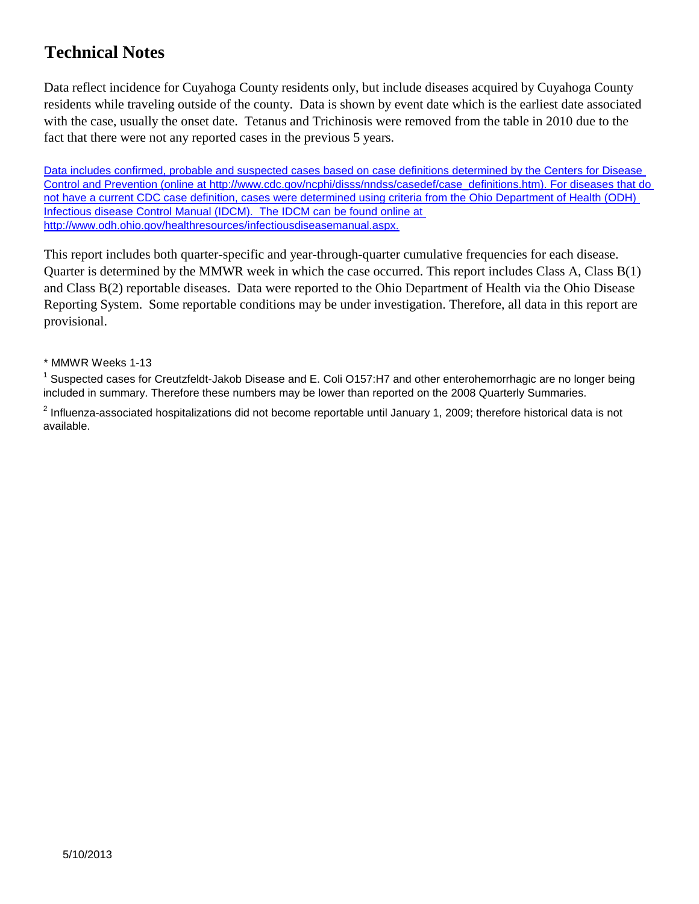# Technical Notes

Data reflect incidence for Cuyahoga County residents only, but include diseases acquired by Cuyahoga County residents while traveling outside of the county. Data is shown by event date which is the earliest date associated with the case, usually the onset date. Tetanus and Trichinosis were removed from the table in 2010 due to the fact that there were not any reported cases in the previous 5 years.

Data includes confirmed, probable and suspected cases based on case definitions determined by the Centers for Disease Control and Prevention (online at http://www.cdc.gov/ncphi/disss/nndss/casedef/case_definitions.htm). For diseases that do not have a current CDC case definition, cases were determined using criteria from the Ohio Department of Health (ODH) Infectious disease Control Manual (IDCM). The IDCM can be found online at http://www.odh.ohio.gov/healthresources/infectiousdiseasemanual.aspx.

This report includes both quarter-specific and year-through-quarter cumulative frequencies for each disease. Quarter is determined by the MMWR week in which the case occurred. This report includes Class A, Class B(1) and Class B(2) reportable diseases. Data were reported to the Ohio Department of Health via the Ohio Disease Reporting System. Some reportable conditions may be under investigation. Therefore, all data in this report are provisional.

* MMWR Weeks 1-13

[1] Suspected cases for Creutzfeldt-Jakob Disease and E. Coli O157:H7 and other enterohemorrhagic are no longer being included in summary. Therefore these numbers may be lower than reported on the 2008 Quarterly Summaries.

[2] Influenza-associated hospitalizations did not become reportable until January 1, 2009; therefore historical data is not available.

5/10/2013